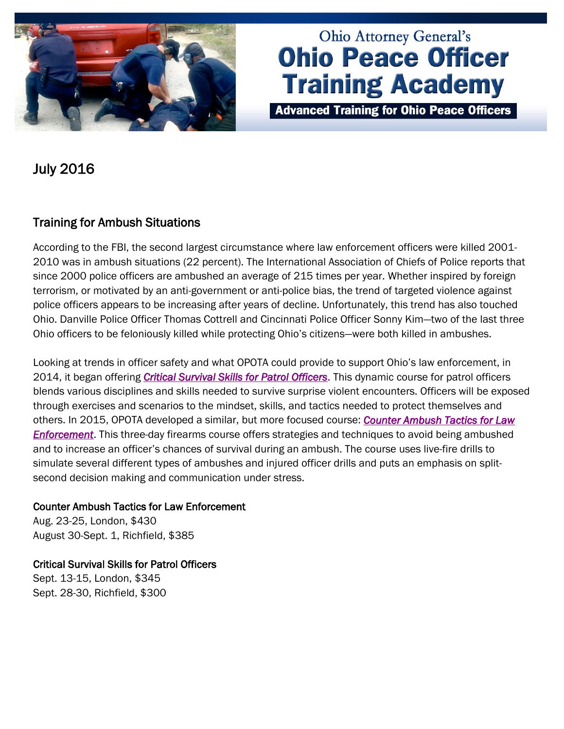Ohio Attorney General's

# Ohio Peace Officer Training Academy

**Advanced Training for Ohio Peace Officers**

## July 2016

### Training for Ambush Situations

According to the FBI, the second largest circumstance where law enforcement officers were killed 2001-2010 was in ambush situations (22 percent). The International Association of Chiefs of Police reports that since 2000 police officers are ambushed an average of 215 times per year. Whether inspired by foreign terrorism, or motivated by an anti-government or anti-police bias, the trend of targeted violence against police officers appears to be increasing after years of decline. Unfortunately, this trend has also touched Ohio. Danville Police Officer Thomas Cottrell and Cincinnati Police Officer Sonny Kim—two of the last three Ohio officers to be feloniously killed while protecting Ohio's citizens—were both killed in ambushes.

Looking at trends in officer safety and what OPOTA could provide to support Ohio's law enforcement, in 2014, it began offering ***Critical Survival Skills for Patrol Officers***. This dynamic course for patrol officers blends various disciplines and skills needed to survive surprise violent encounters. Officers will be exposed through exercises and scenarios to the mindset, skills, and tactics needed to protect themselves and others. In 2015, OPOTA developed a similar, but more focused course: ***Counter Ambush Tactics for Law Enforcement***. This three-day firearms course offers strategies and techniques to avoid being ambushed and to increase an officer's chances of survival during an ambush. The course uses live-fire drills to simulate several different types of ambushes and injured officer drills and puts an emphasis on split-second decision making and communication under stress.

**Counter Ambush Tactics for Law Enforcement**
Aug. 23-25, London, $430
August 30-Sept. 1, Richfield, $385

**Critical Survival Skills for Patrol Officers**
Sept. 13-15, London, $345
Sept. 28-30, Richfield, $300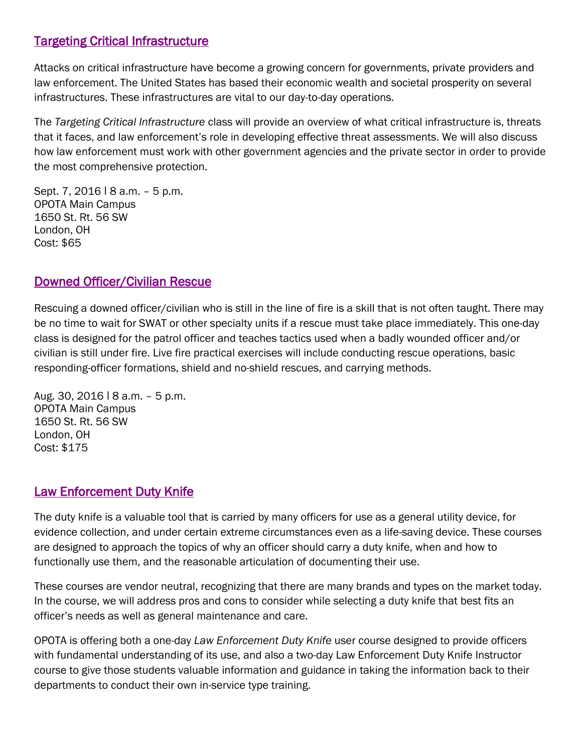## [Targeting Critical Infrastructure]

Attacks on critical infrastructure have become a growing concern for governments, private providers and law enforcement. The United States has based their economic wealth and societal prosperity on several infrastructures. These infrastructures are vital to our day-to-day operations.

The *Targeting Critical Infrastructure* class will provide an overview of what critical infrastructure is, threats that it faces, and law enforcement's role in developing effective threat assessments. We will also discuss how law enforcement must work with other government agencies and the private sector in order to provide the most comprehensive protection.

Sept. 7, 2016 | 8 a.m. – 5 p.m.
OPOTA Main Campus
1650 St. Rt. 56 SW
London, OH
Cost: $65

## [Downed Officer/Civilian Rescue]

Rescuing a downed officer/civilian who is still in the line of fire is a skill that is not often taught. There may be no time to wait for SWAT or other specialty units if a rescue must take place immediately. This one-day class is designed for the patrol officer and teaches tactics used when a badly wounded officer and/or civilian is still under fire. Live fire practical exercises will include conducting rescue operations, basic responding-officer formations, shield and no-shield rescues, and carrying methods.

Aug. 30, 2016 | 8 a.m. – 5 p.m.
OPOTA Main Campus
1650 St. Rt. 56 SW
London, OH
Cost: $175

## [Law Enforcement Duty Knife]

The duty knife is a valuable tool that is carried by many officers for use as a general utility device, for evidence collection, and under certain extreme circumstances even as a life-saving device. These courses are designed to approach the topics of why an officer should carry a duty knife, when and how to functionally use them, and the reasonable articulation of documenting their use.

These courses are vendor neutral, recognizing that there are many brands and types on the market today. In the course, we will address pros and cons to consider while selecting a duty knife that best fits an officer's needs as well as general maintenance and care.

OPOTA is offering both a one-day *Law Enforcement Duty Knife* user course designed to provide officers with fundamental understanding of its use, and also a two-day Law Enforcement Duty Knife Instructor course to give those students valuable information and guidance in taking the information back to their departments to conduct their own in-service type training.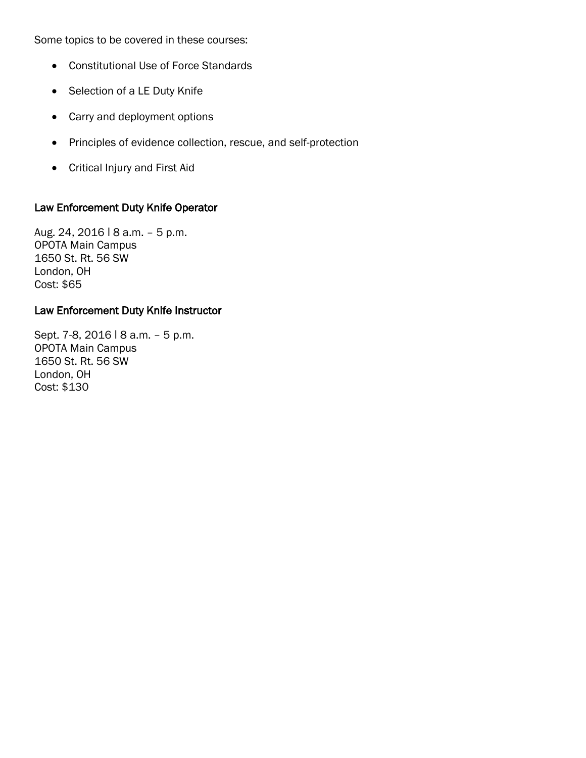Some topics to be covered in these courses:

- Constitutional Use of Force Standards
- Selection of a LE Duty Knife
- Carry and deployment options
- Principles of evidence collection, rescue, and self-protection
- Critical Injury and First Aid

### Law Enforcement Duty Knife Operator

Aug. 24, 2016 | 8 a.m. – 5 p.m.
OPOTA Main Campus
1650 St. Rt. 56 SW
London, OH
Cost: $65

### Law Enforcement Duty Knife Instructor

Sept. 7-8, 2016 | 8 a.m. – 5 p.m.
OPOTA Main Campus
1650 St. Rt. 56 SW
London, OH
Cost: $130